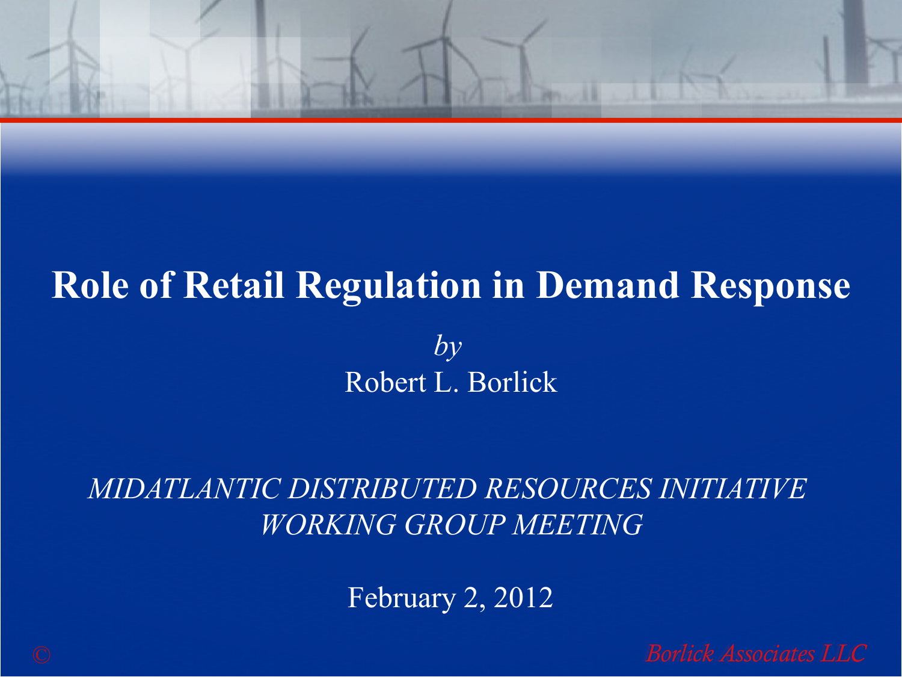# Role of Retail Regulation in Demand Response

*by*

Robert L. Borlick

*MIDATLANTIC DISTRIBUTED RESOURCES INITIATIVE WORKING GROUP MEETING*

February 2, 2012

© *Borlick Associates LLC*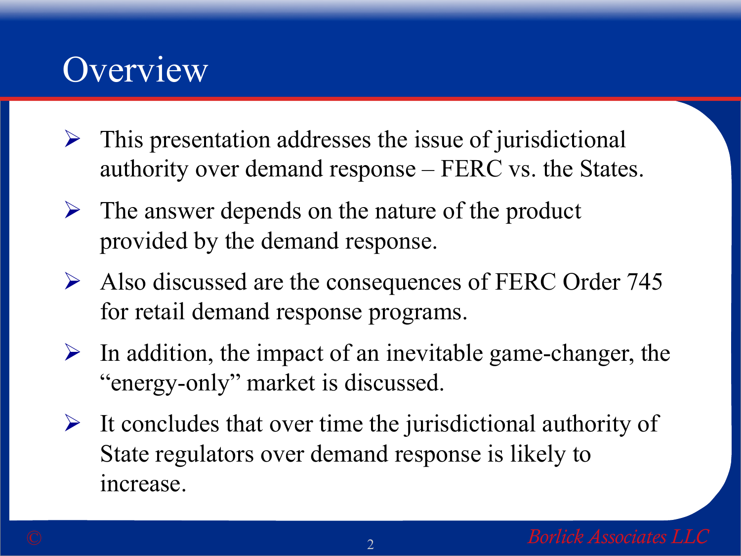# Overview

- This presentation addresses the issue of jurisdictional authority over demand response – FERC vs. the States.
- The answer depends on the nature of the product provided by the demand response.
- Also discussed are the consequences of FERC Order 745 for retail demand response programs.
- In addition, the impact of an inevitable game-changer, the "energy-only" market is discussed.
- It concludes that over time the jurisdictional authority of State regulators over demand response is likely to increase.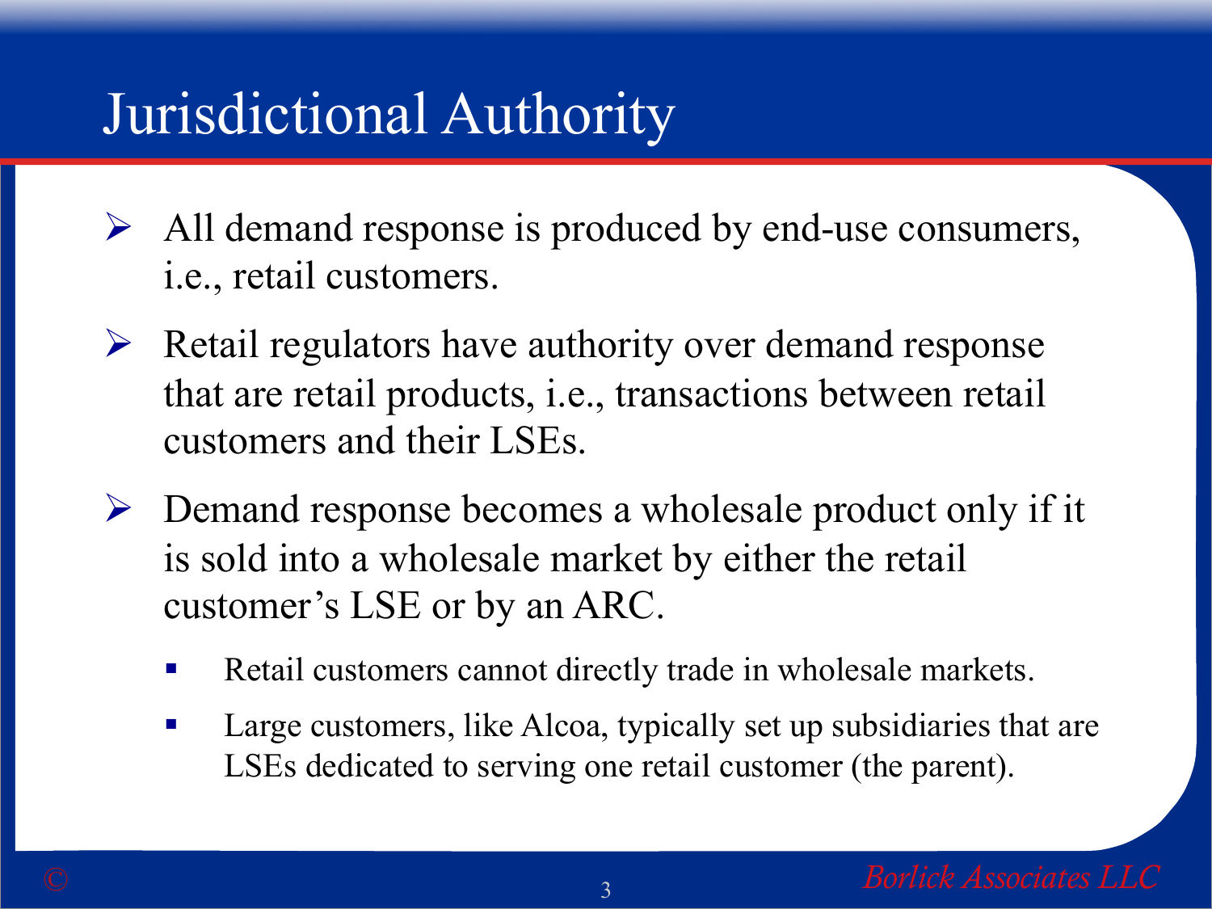# Jurisdictional Authority

- All demand response is produced by end-use consumers, i.e., retail customers.
- Retail regulators have authority over demand response that are retail products, i.e., transactions between retail customers and their LSEs.
- Demand response becomes a wholesale product only if it is sold into a wholesale market by either the retail customer's LSE or by an ARC.
  - Retail customers cannot directly trade in wholesale markets.
  - Large customers, like Alcoa, typically set up subsidiaries that are LSEs dedicated to serving one retail customer (the parent).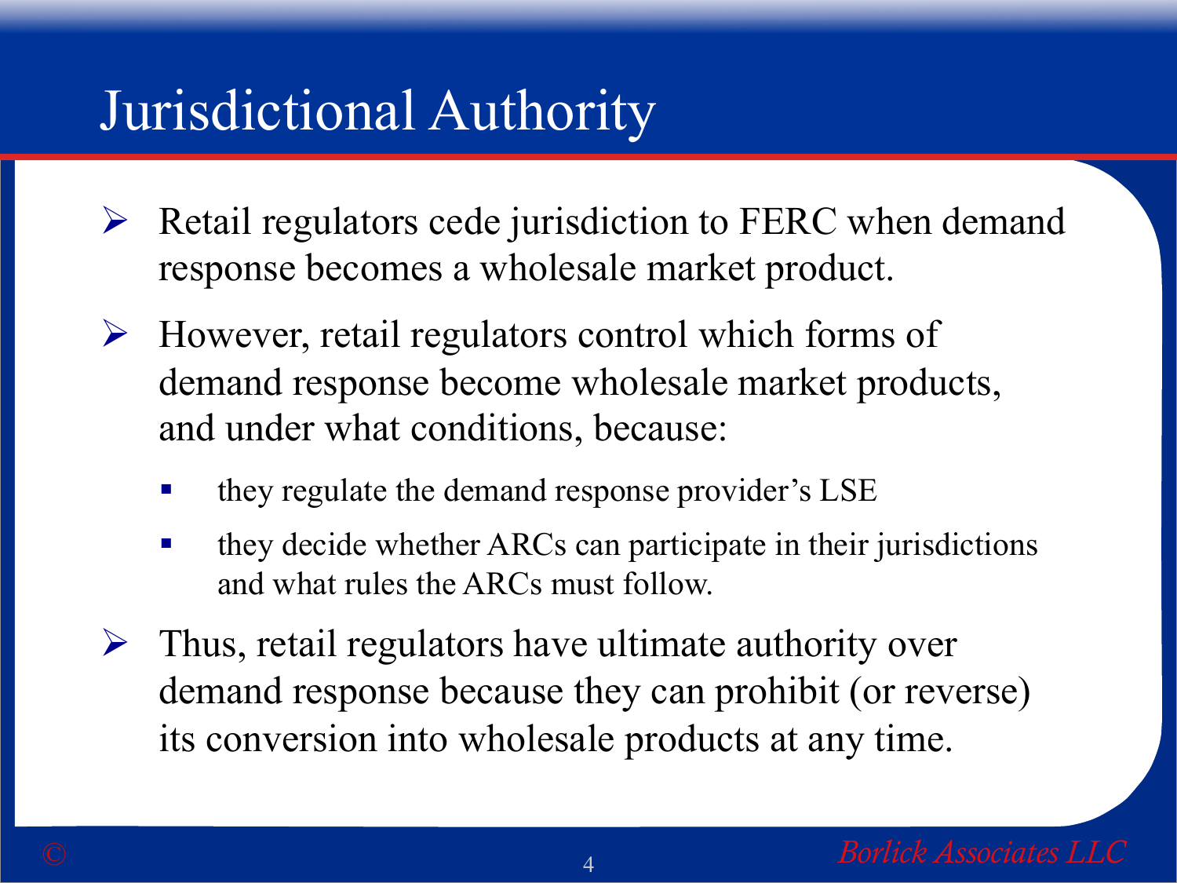# Jurisdictional Authority

- Retail regulators cede jurisdiction to FERC when demand response becomes a wholesale market product.
- However, retail regulators control which forms of demand response become wholesale market products, and under what conditions, because:
  - they regulate the demand response provider's LSE
  - they decide whether ARCs can participate in their jurisdictions and what rules the ARCs must follow.
- Thus, retail regulators have ultimate authority over demand response because they can prohibit (or reverse) its conversion into wholesale products at any time.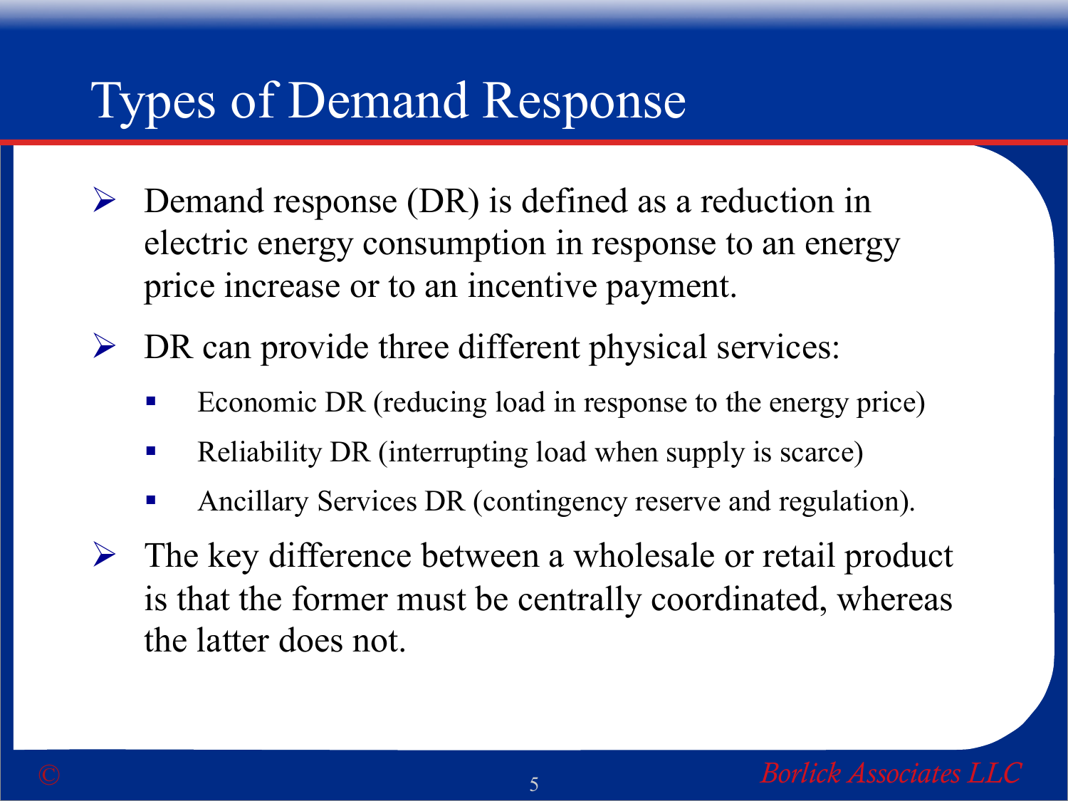# Types of Demand Response

- Demand response (DR) is defined as a reduction in electric energy consumption in response to an energy price increase or to an incentive payment.
- DR can provide three different physical services:
  - Economic DR (reducing load in response to the energy price)
  - Reliability DR (interrupting load when supply is scarce)
  - Ancillary Services DR (contingency reserve and regulation).
- The key difference between a wholesale or retail product is that the former must be centrally coordinated, whereas the latter does not.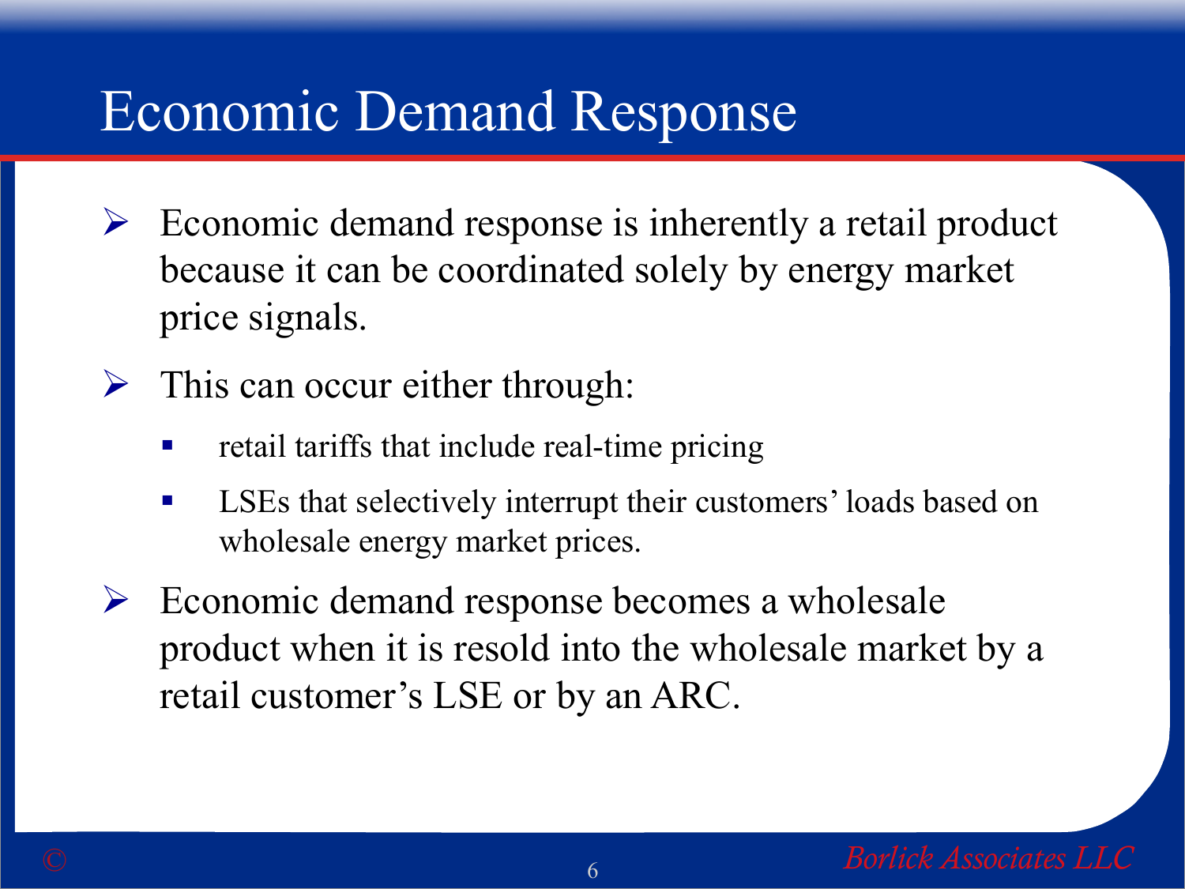# Economic Demand Response

- Economic demand response is inherently a retail product because it can be coordinated solely by energy market price signals.
- This can occur either through:
  - retail tariffs that include real-time pricing
  - LSEs that selectively interrupt their customers' loads based on wholesale energy market prices.
- Economic demand response becomes a wholesale product when it is resold into the wholesale market by a retail customer's LSE or by an ARC.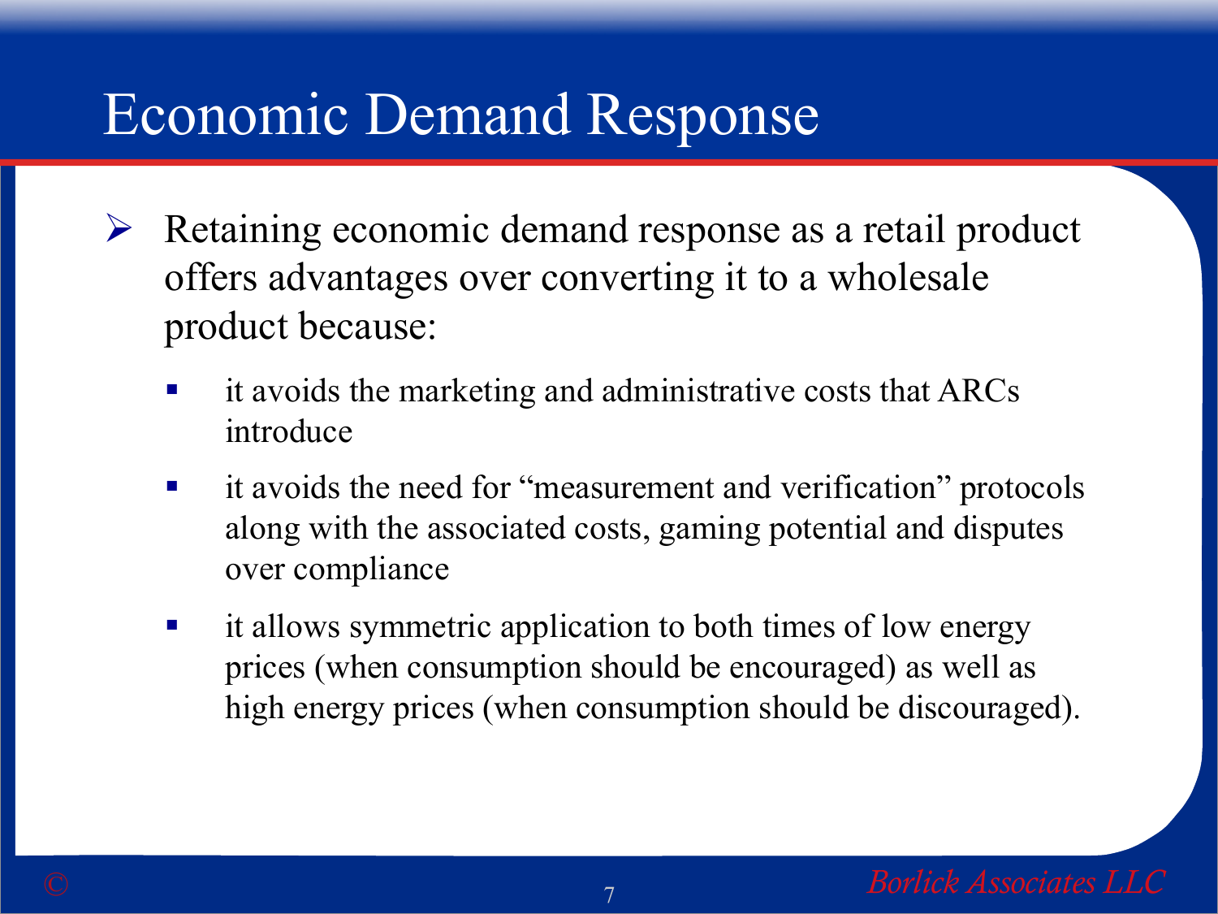# Economic Demand Response

- Retaining economic demand response as a retail product offers advantages over converting it to a wholesale product because:
  - it avoids the marketing and administrative costs that ARCs introduce
  - it avoids the need for "measurement and verification" protocols along with the associated costs, gaming potential and disputes over compliance
  - it allows symmetric application to both times of low energy prices (when consumption should be encouraged) as well as high energy prices (when consumption should be discouraged).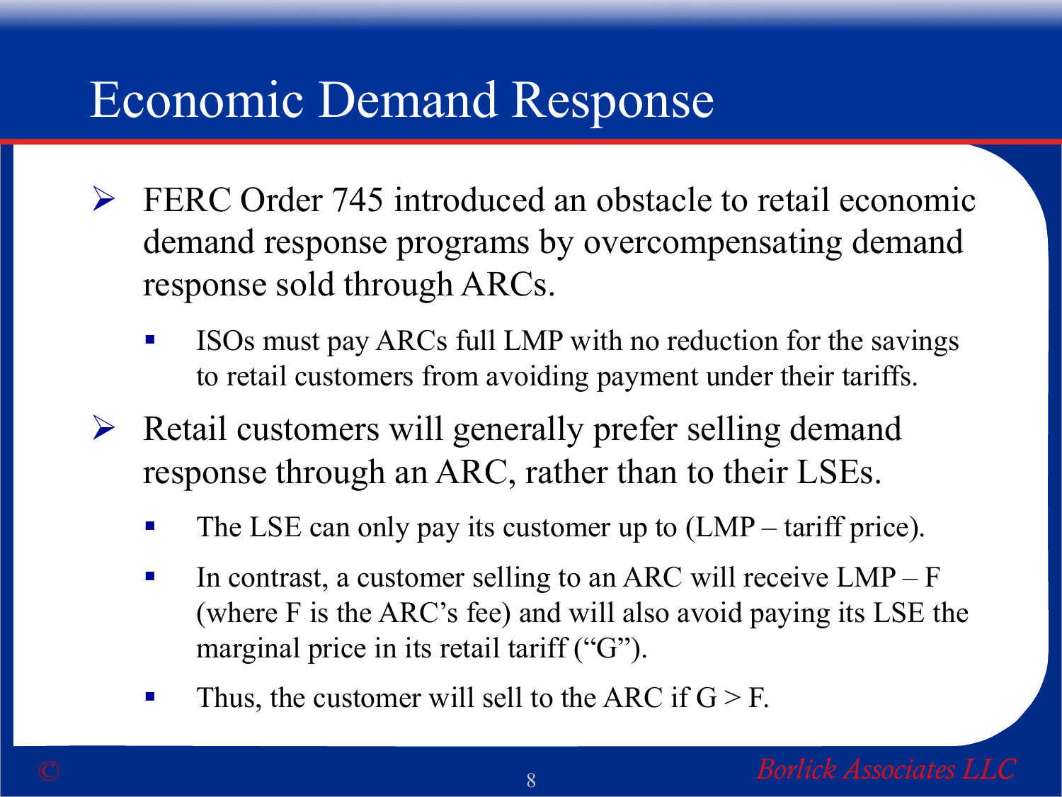# Economic Demand Response

- FERC Order 745 introduced an obstacle to retail economic demand response programs by overcompensating demand response sold through ARCs.
  - ISOs must pay ARCs full LMP with no reduction for the savings to retail customers from avoiding payment under their tariffs.
- Retail customers will generally prefer selling demand response through an ARC, rather than to their LSEs.
  - The LSE can only pay its customer up to (LMP – tariff price).
  - In contrast, a customer selling to an ARC will receive LMP – F (where F is the ARC's fee) and will also avoid paying its LSE the marginal price in its retail tariff ("G").
  - Thus, the customer will sell to the ARC if $G > F$.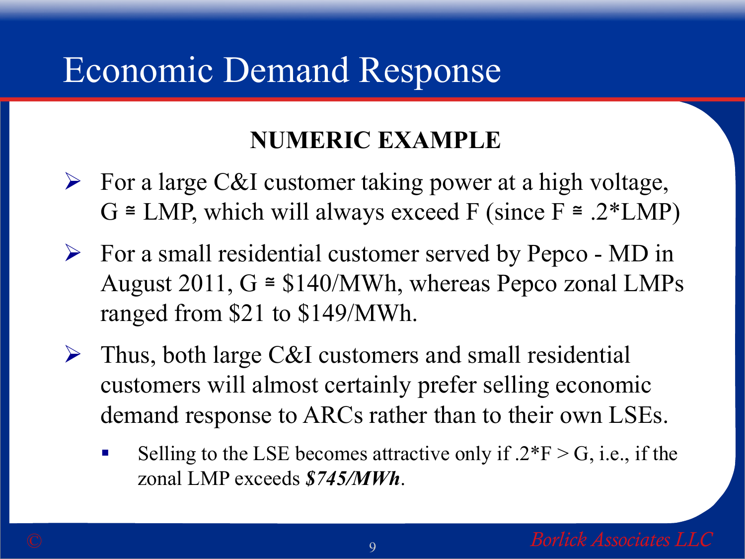# Economic Demand Response

**NUMERIC EXAMPLE**

- For a large C&I customer taking power at a high voltage, G ≅ LMP, which will always exceed F (since F ≅ .2*LMP)
- For a small residential customer served by Pepco - MD in August 2011, G ≅ \$140/MWh, whereas Pepco zonal LMPs ranged from \$21 to \$149/MWh.
- Thus, both large C&I customers and small residential customers will almost certainly prefer selling economic demand response to ARCs rather than to their own LSEs.
  - Selling to the LSE becomes attractive only if .2*F > G, i.e., if the zonal LMP exceeds ***\$745/MWh***.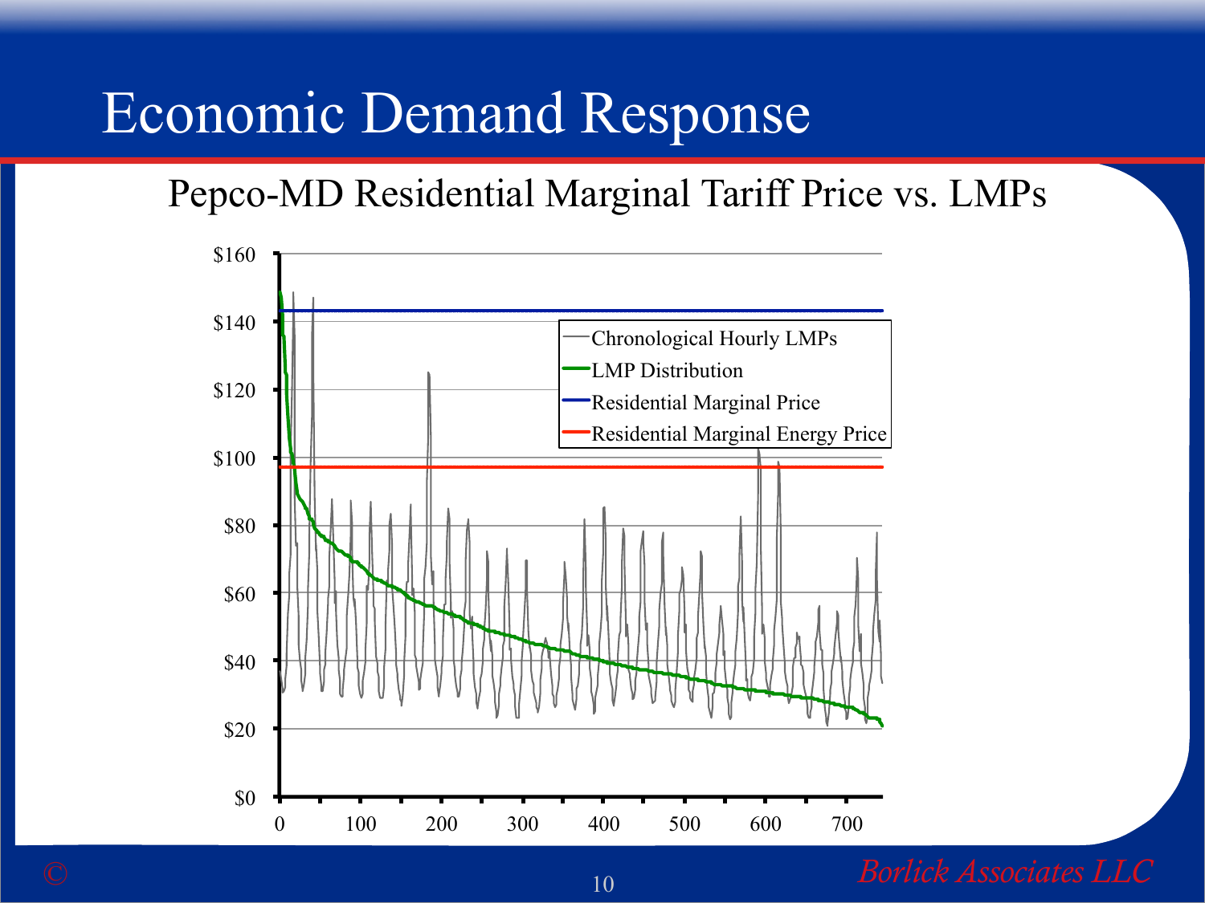# Economic Demand Response

## Pepco-MD Residential Marginal Tariff Price vs. LMPs

$160
$140
$120
$100
$80
$60
$40
$20
$0

0 100 200 300 400 500 600 700

- Chronological Hourly LMPs
- LMP Distribution
- Residential Marginal Price
- Residential Marginal Energy Price

©

*Borlick Associates LLC*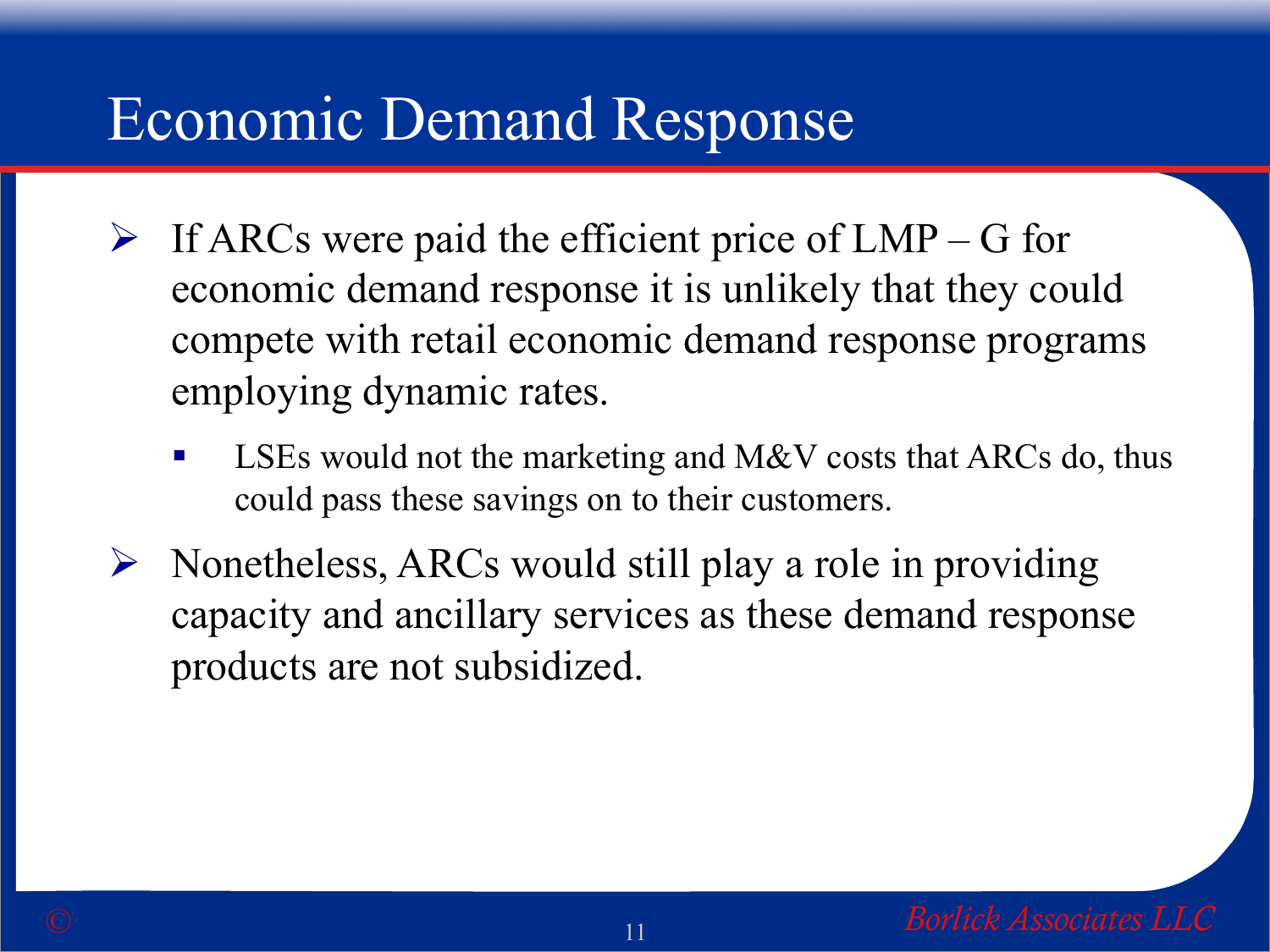# Economic Demand Response

- If ARCs were paid the efficient price of LMP – G for economic demand response it is unlikely that they could compete with retail economic demand response programs employing dynamic rates.
  - LSEs would not the marketing and M&V costs that ARCs do, thus could pass these savings on to their customers.
- Nonetheless, ARCs would still play a role in providing capacity and ancillary services as these demand response products are not subsidized.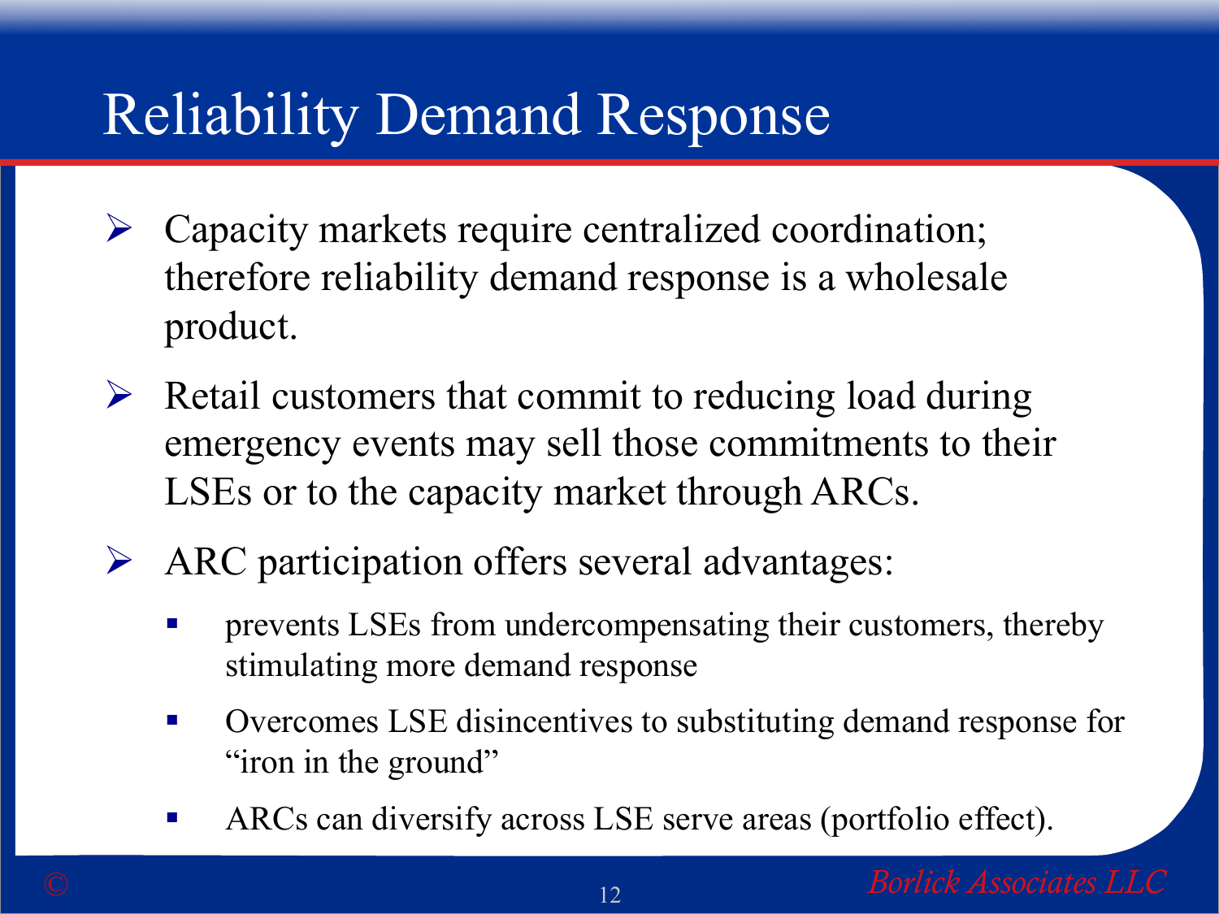# Reliability Demand Response

- Capacity markets require centralized coordination; therefore reliability demand response is a wholesale product.
- Retail customers that commit to reducing load during emergency events may sell those commitments to their LSEs or to the capacity market through ARCs.
- ARC participation offers several advantages:
  - prevents LSEs from undercompensating their customers, thereby stimulating more demand response
  - Overcomes LSE disincentives to substituting demand response for "iron in the ground"
  - ARCs can diversify across LSE serve areas (portfolio effect).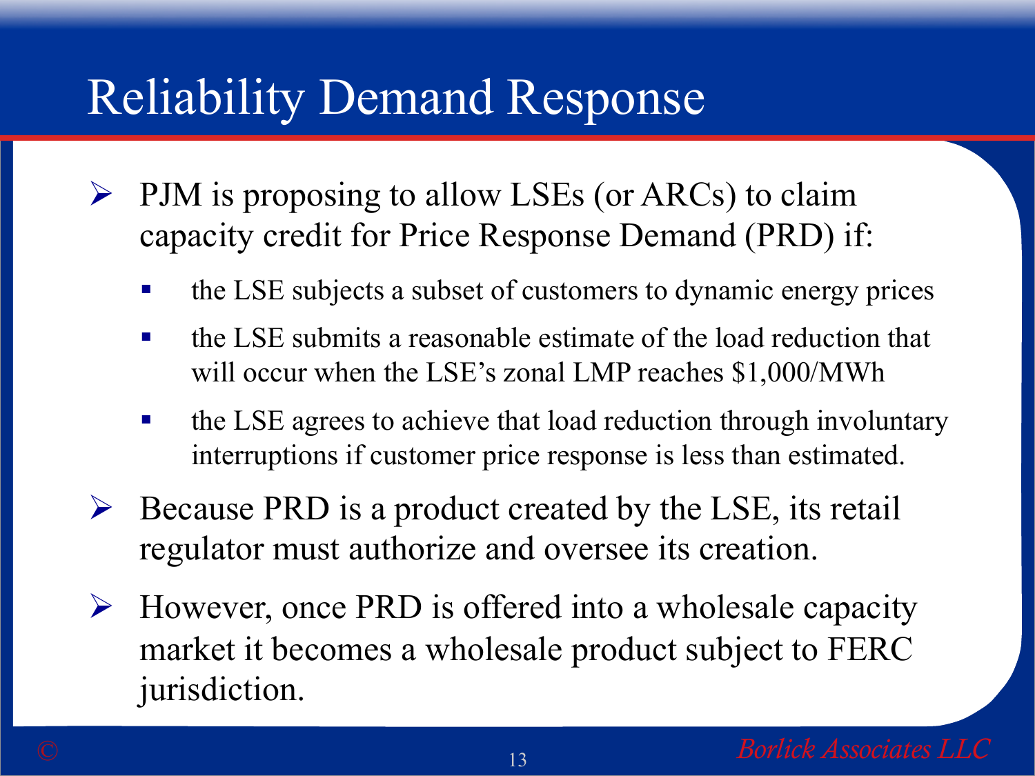# Reliability Demand Response

- PJM is proposing to allow LSEs (or ARCs) to claim capacity credit for Price Response Demand (PRD) if:
  - the LSE subjects a subset of customers to dynamic energy prices
  - the LSE submits a reasonable estimate of the load reduction that will occur when the LSE's zonal LMP reaches $1,000/MWh
  - the LSE agrees to achieve that load reduction through involuntary interruptions if customer price response is less than estimated.
- Because PRD is a product created by the LSE, its retail regulator must authorize and oversee its creation.
- However, once PRD is offered into a wholesale capacity market it becomes a wholesale product subject to FERC jurisdiction.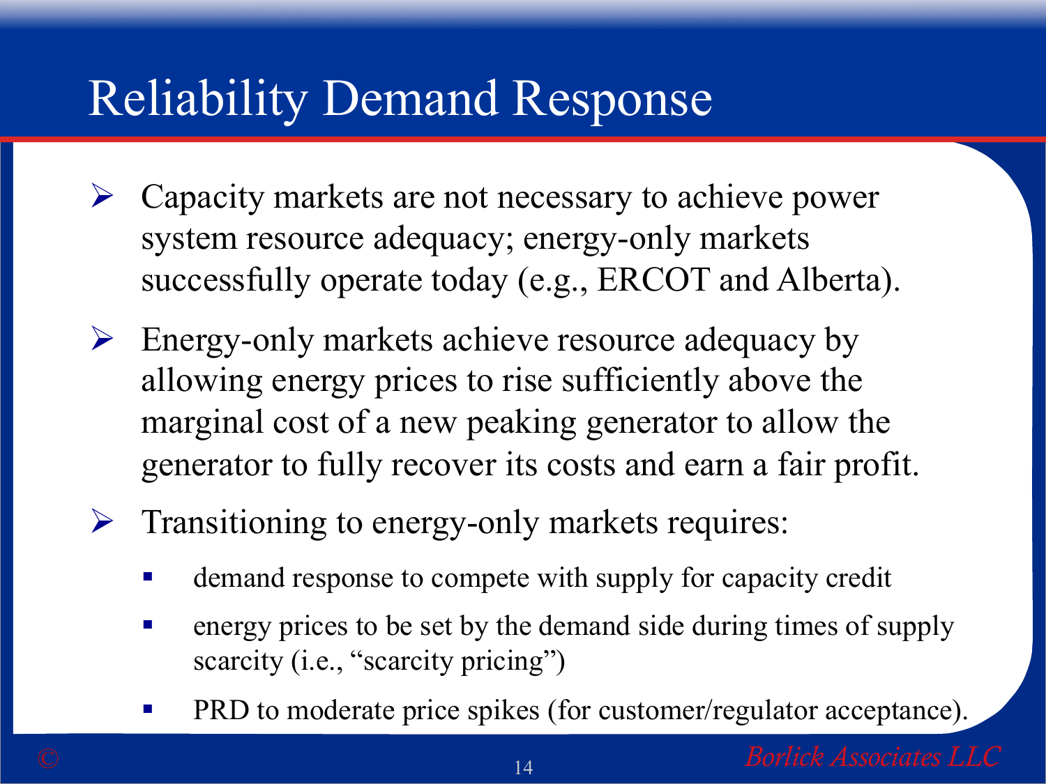# Reliability Demand Response

- Capacity markets are not necessary to achieve power system resource adequacy; energy-only markets successfully operate today (e.g., ERCOT and Alberta).
- Energy-only markets achieve resource adequacy by allowing energy prices to rise sufficiently above the marginal cost of a new peaking generator to allow the generator to fully recover its costs and earn a fair profit.
- Transitioning to energy-only markets requires:
  - demand response to compete with supply for capacity credit
  - energy prices to be set by the demand side during times of supply scarcity (i.e., “scarcity pricing”)
  - PRD to moderate price spikes (for customer/regulator acceptance).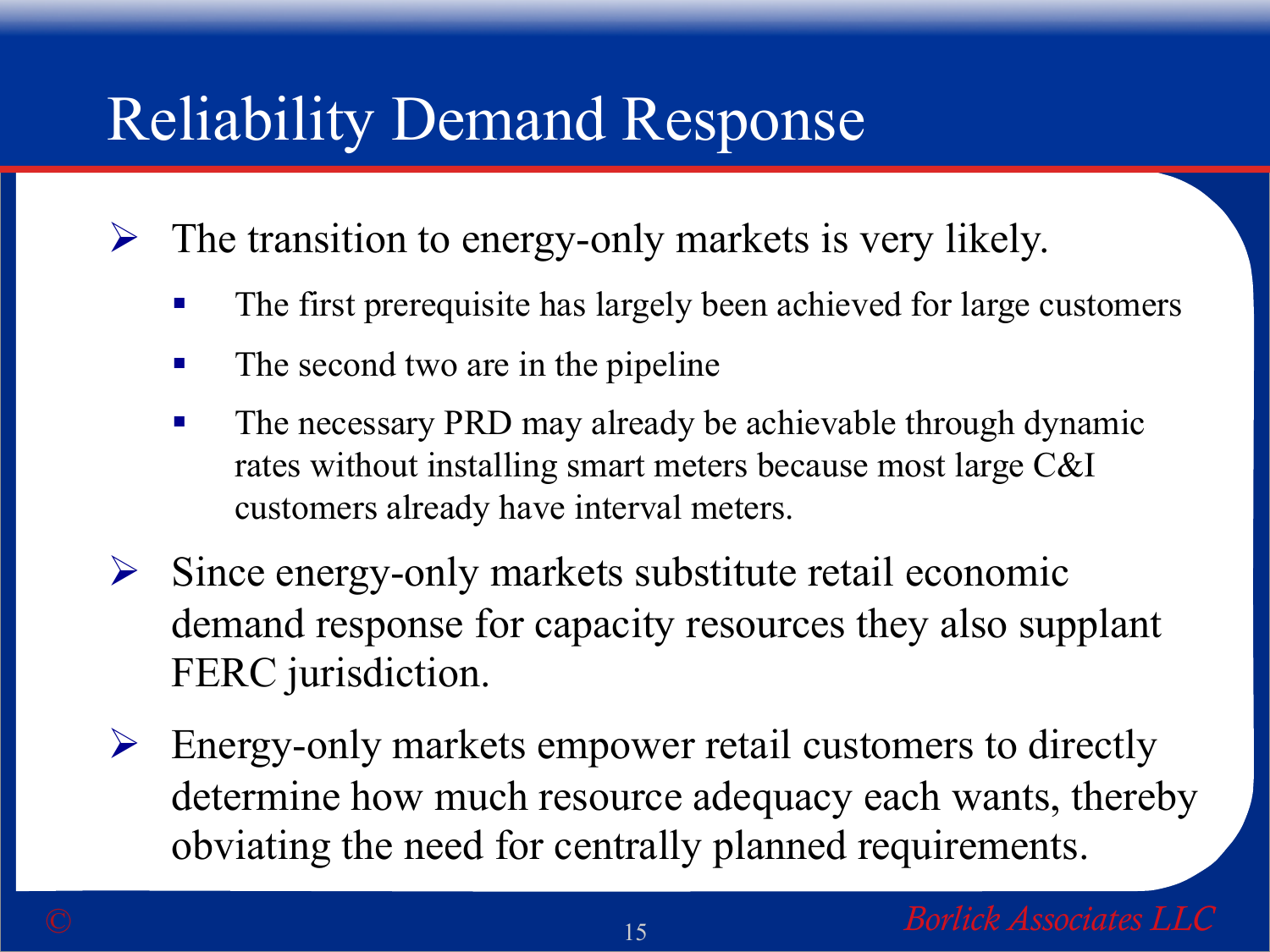# Reliability Demand Response

- The transition to energy-only markets is very likely.
  - The first prerequisite has largely been achieved for large customers
  - The second two are in the pipeline
  - The necessary PRD may already be achievable through dynamic rates without installing smart meters because most large C&I customers already have interval meters.
- Since energy-only markets substitute retail economic demand response for capacity resources they also supplant FERC jurisdiction.
- Energy-only markets empower retail customers to directly determine how much resource adequacy each wants, thereby obviating the need for centrally planned requirements.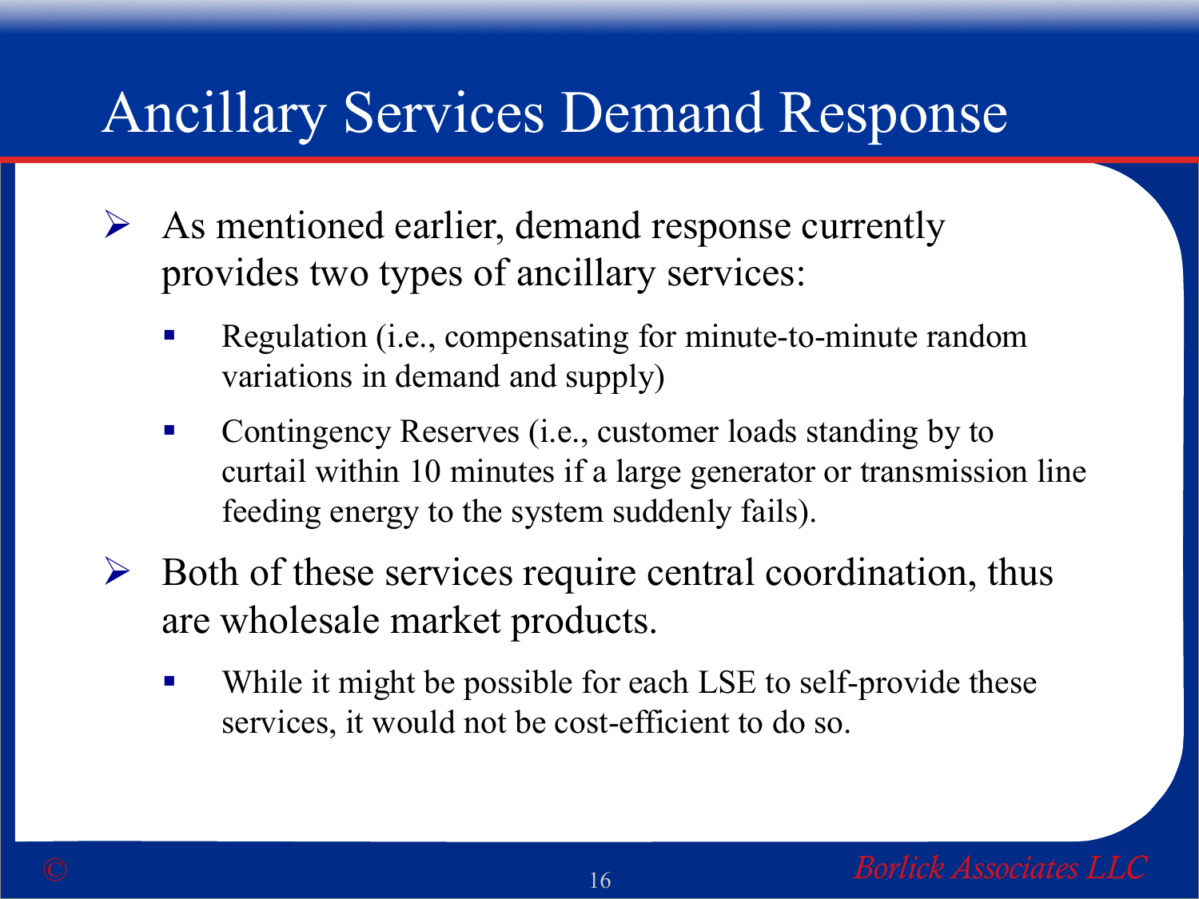# Ancillary Services Demand Response

- As mentioned earlier, demand response currently provides two types of ancillary services:
  - Regulation (i.e., compensating for minute-to-minute random variations in demand and supply)
  - Contingency Reserves (i.e., customer loads standing by to curtail within 10 minutes if a large generator or transmission line feeding energy to the system suddenly fails).
- Both of these services require central coordination, thus are wholesale market products.
  - While it might be possible for each LSE to self-provide these services, it would not be cost-efficient to do so.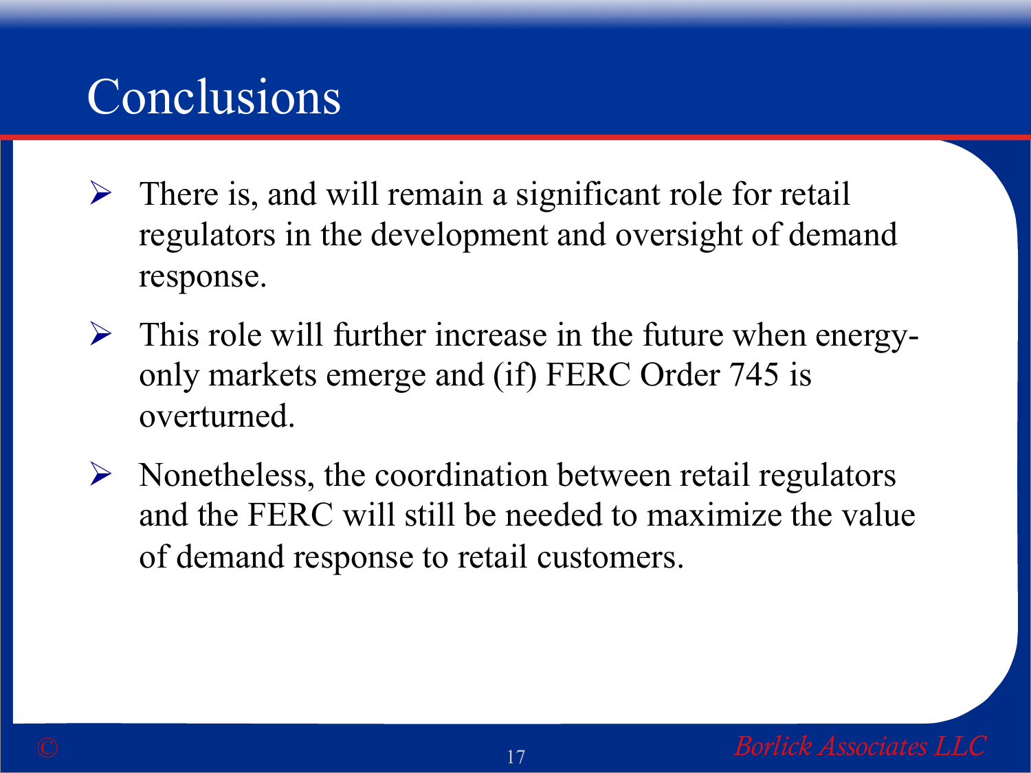# Conclusions

- There is, and will remain a significant role for retail regulators in the development and oversight of demand response.
- This role will further increase in the future when energy-only markets emerge and (if) FERC Order 745 is overturned.
- Nonetheless, the coordination between retail regulators and the FERC will still be needed to maximize the value of demand response to retail customers.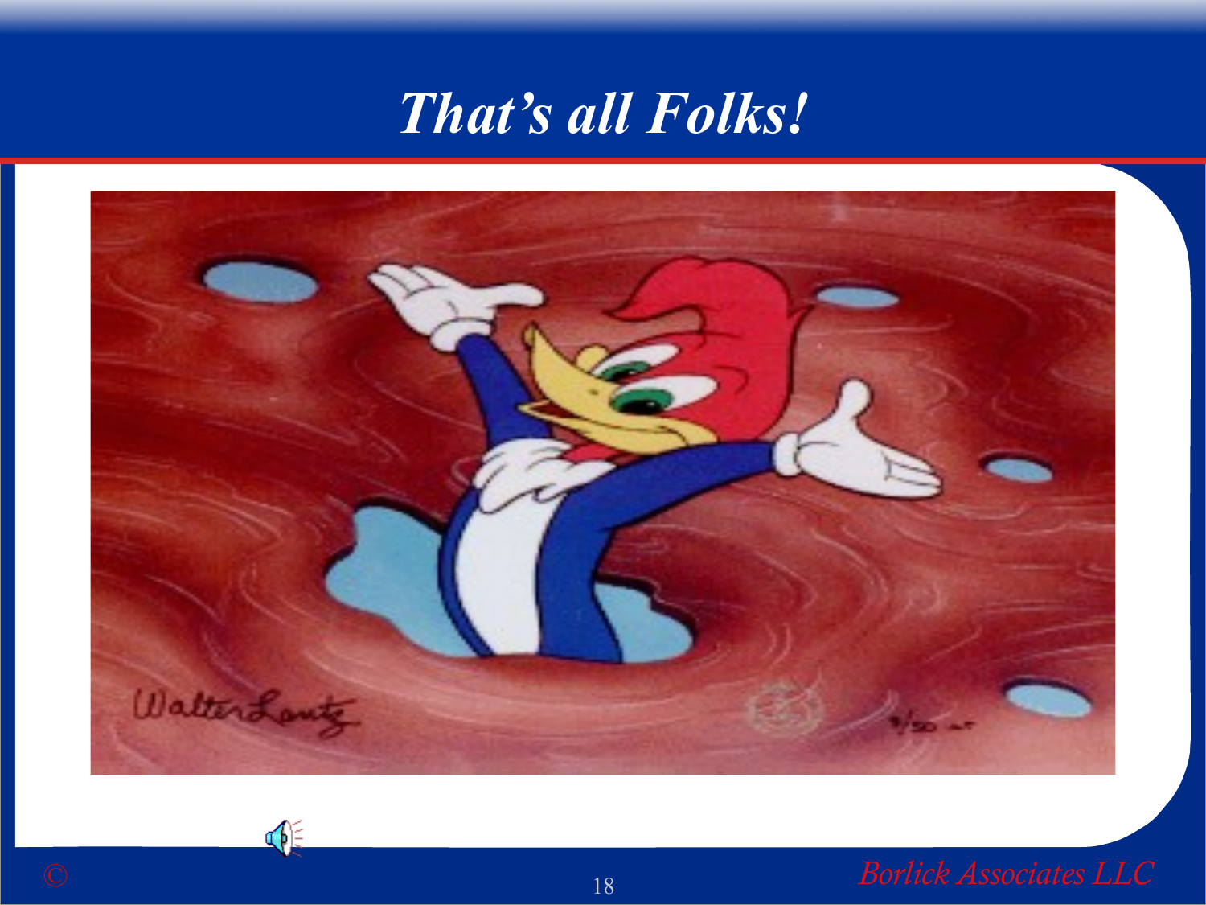# *That's all Folks!*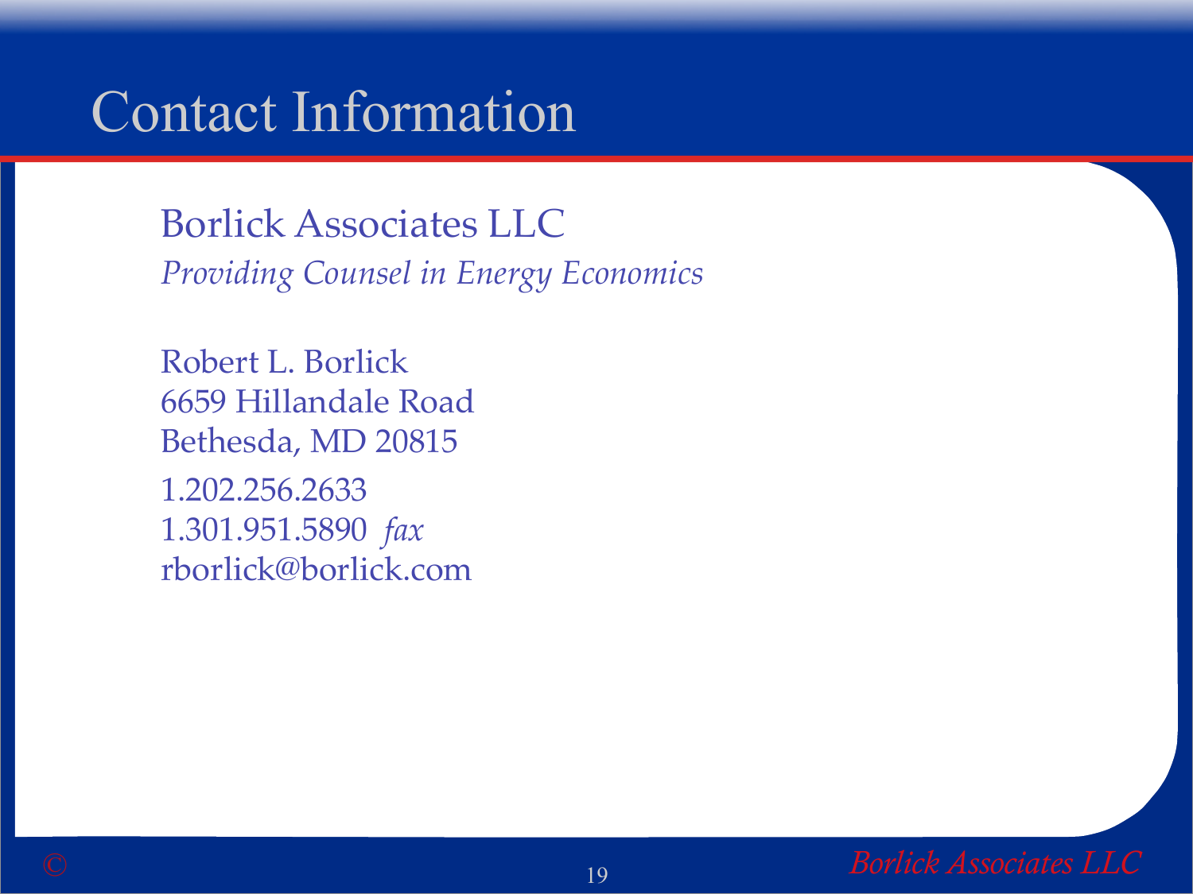# Contact Information

Borlick Associates LLC
*Providing Counsel in Energy Economics*

Robert L. Borlick
6659 Hillandale Road
Bethesda, MD 20815
1.202.256.2633
1.301.951.5890 *fax*
rborlick@borlick.com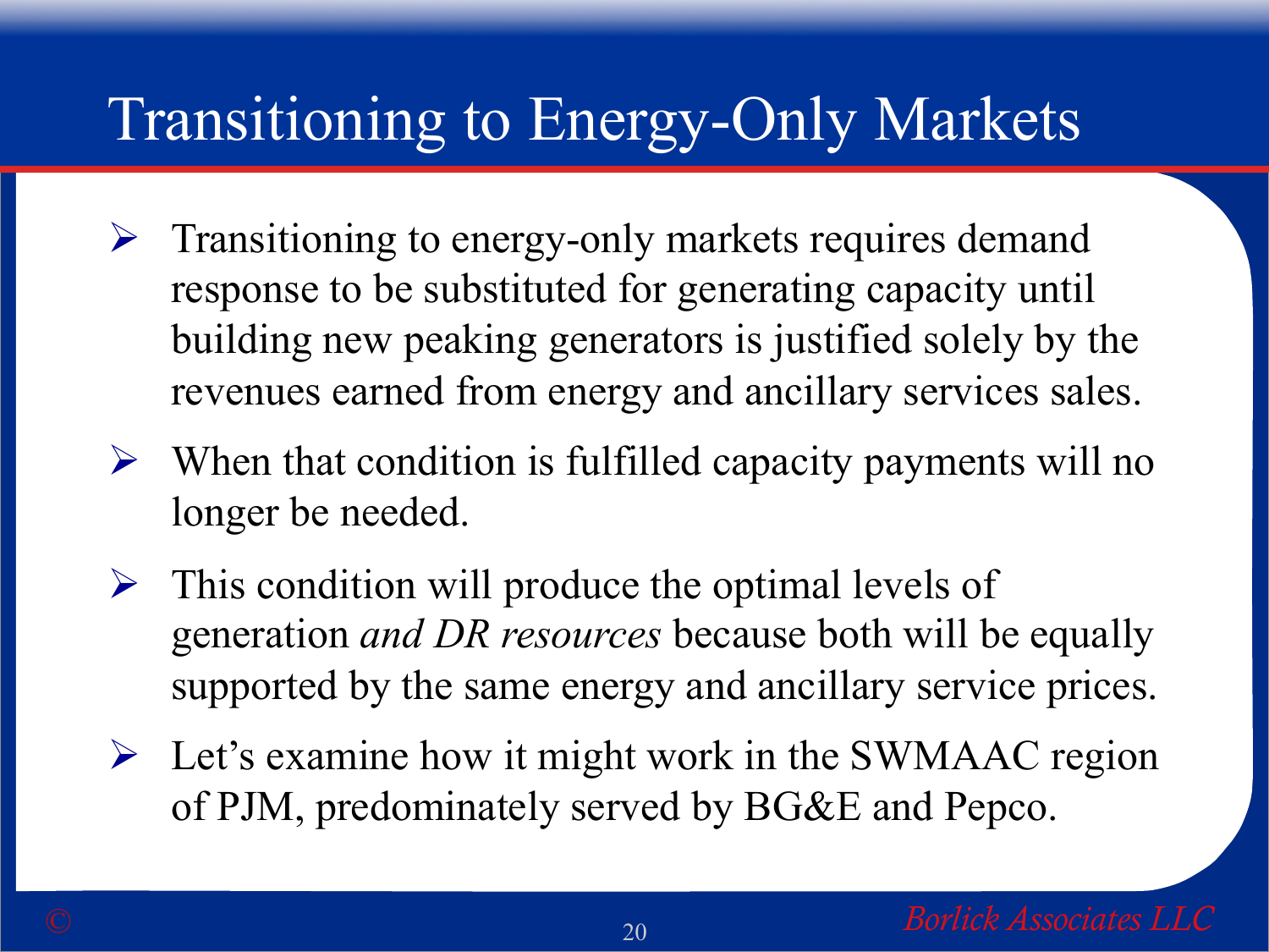# Transitioning to Energy-Only Markets

- Transitioning to energy-only markets requires demand response to be substituted for generating capacity until building new peaking generators is justified solely by the revenues earned from energy and ancillary services sales.
- When that condition is fulfilled capacity payments will no longer be needed.
- This condition will produce the optimal levels of generation *and DR resources* because both will be equally supported by the same energy and ancillary service prices.
- Let's examine how it might work in the SWMAAC region of PJM, predominately served by BG&E and Pepco.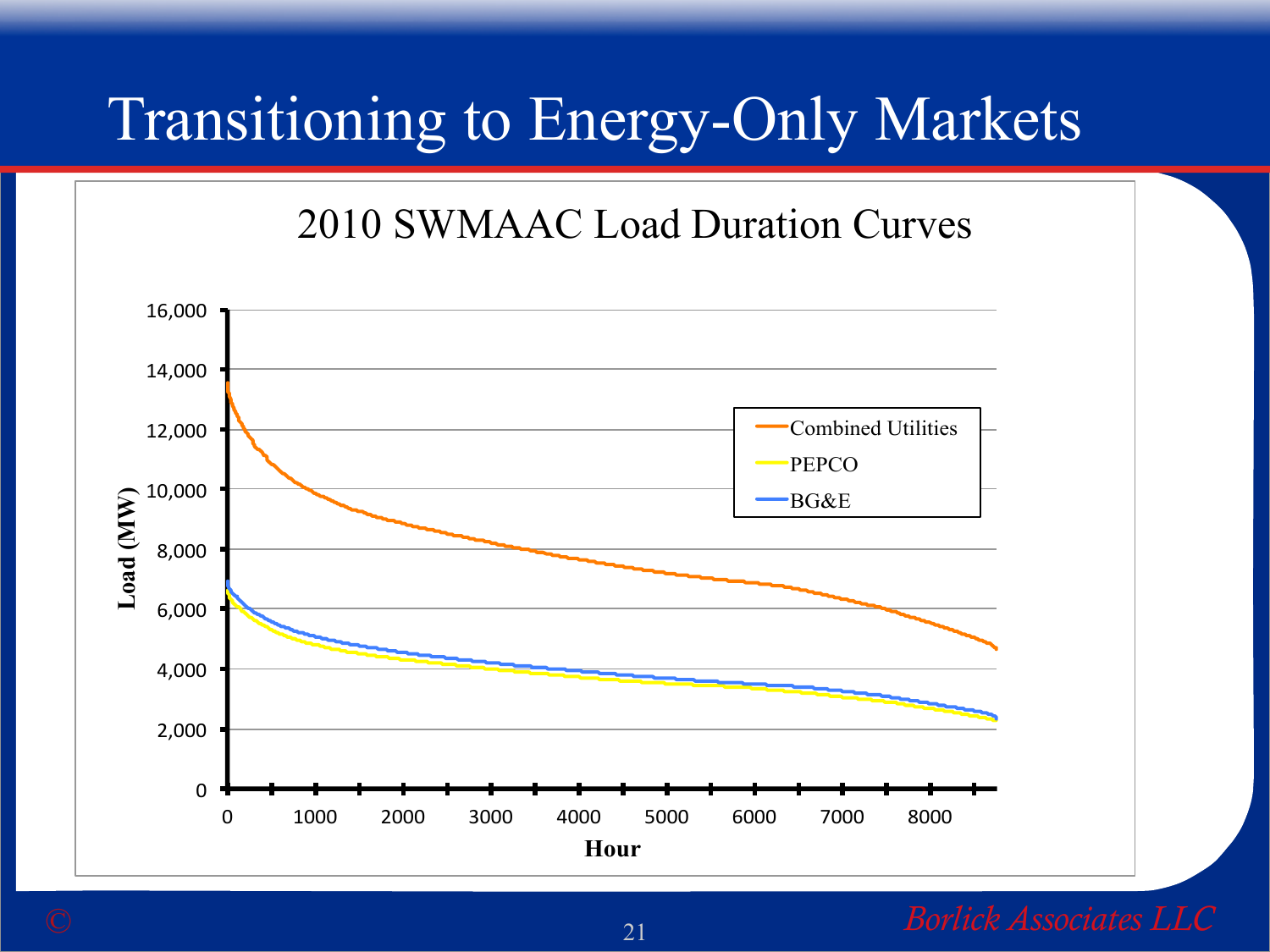# Transitioning to Energy-Only Markets

2010 SWMAAC Load Duration Curves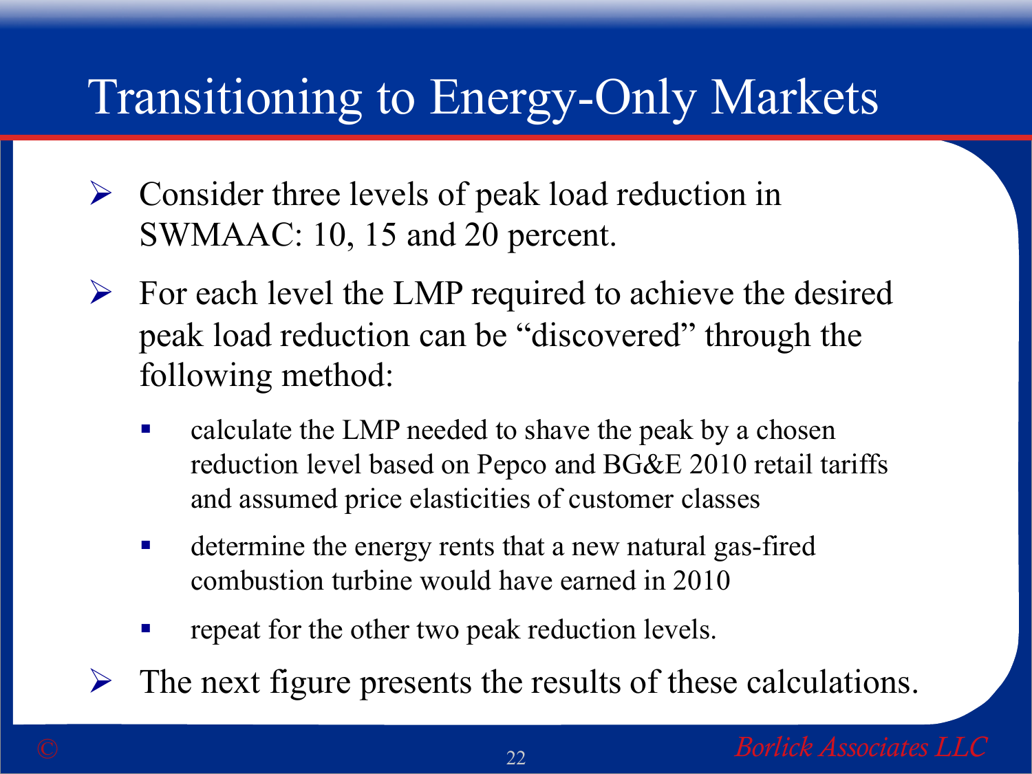# Transitioning to Energy-Only Markets

- Consider three levels of peak load reduction in SWMAAC: 10, 15 and 20 percent.
- For each level the LMP required to achieve the desired peak load reduction can be "discovered" through the following method:
  - calculate the LMP needed to shave the peak by a chosen reduction level based on Pepco and BG&E 2010 retail tariffs and assumed price elasticities of customer classes
  - determine the energy rents that a new natural gas-fired combustion turbine would have earned in 2010
  - repeat for the other two peak reduction levels.
- The next figure presents the results of these calculations.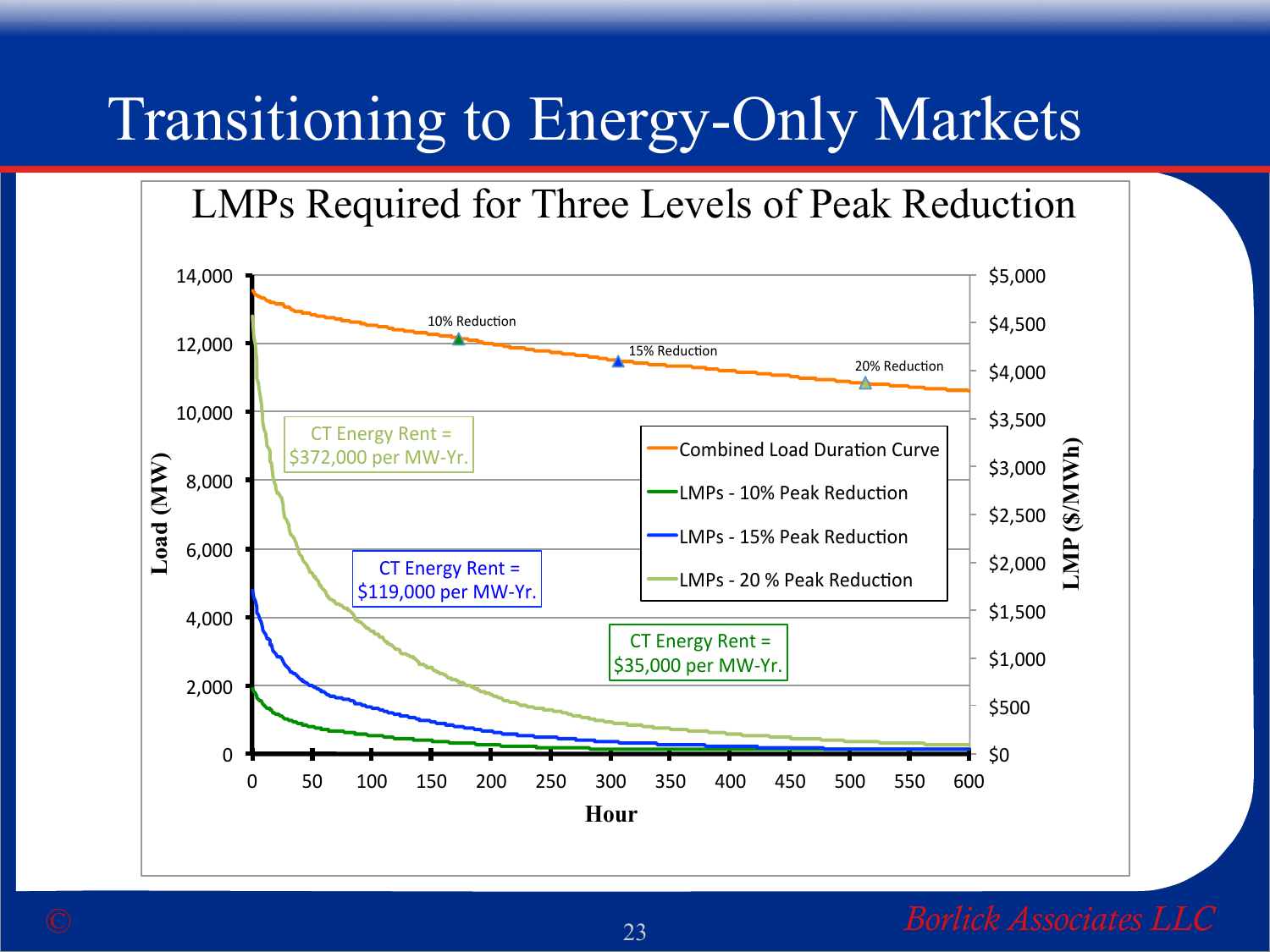# Transitioning to Energy-Only Markets

## LMPs Required for Three Levels of Peak Reduction

Load (MW): 0, 2,000, 4,000, 6,000, 8,000, 10,000, 12,000, 14,000

LMP ($/MWh): $0, $500, $1,000, $1,500, $2,000, $2,500, $3,000, $3,500, $4,000, $4,500, $5,000

Hour: 0, 50, 100, 150, 200, 250, 300, 350, 400, 450, 500, 550, 600

10% Reduction

15% Reduction

20% Reduction

CT Energy Rent = $372,000 per MW-Yr.

CT Energy Rent = $119,000 per MW-Yr.

CT Energy Rent = $35,000 per MW-Yr.

- Combined Load Duration Curve
- LMPs - 10% Peak Reduction
- LMPs - 15% Peak Reduction
- LMPs - 20 % Peak Reduction

©

*Borlick Associates LLC*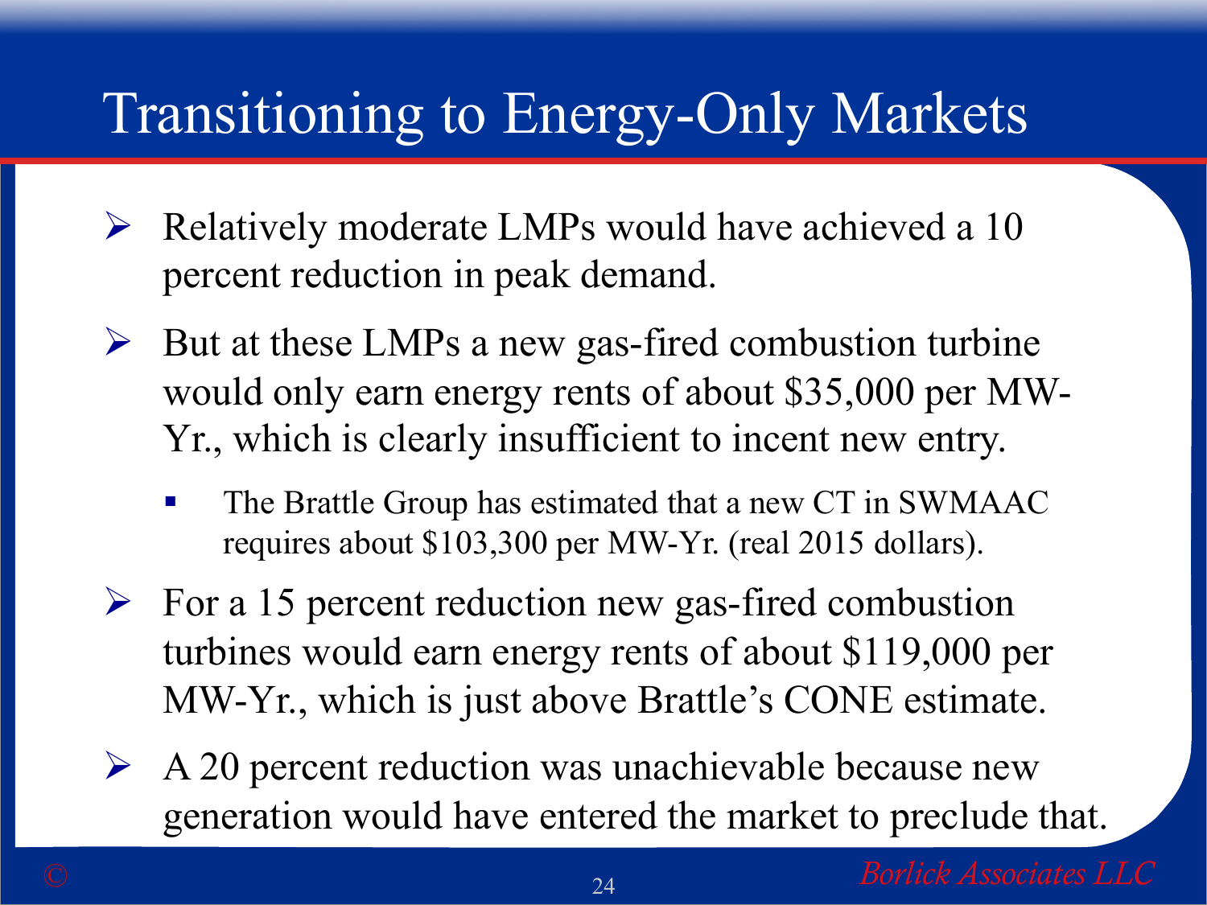# Transitioning to Energy-Only Markets

- Relatively moderate LMPs would have achieved a 10 percent reduction in peak demand.
- But at these LMPs a new gas-fired combustion turbine would only earn energy rents of about $35,000 per MW-Yr., which is clearly insufficient to incent new entry.
  - The Brattle Group has estimated that a new CT in SWMAAC requires about $103,300 per MW-Yr. (real 2015 dollars).
- For a 15 percent reduction new gas-fired combustion turbines would earn energy rents of about $119,000 per MW-Yr., which is just above Brattle's CONE estimate.
- A 20 percent reduction was unachievable because new generation would have entered the market to preclude that.